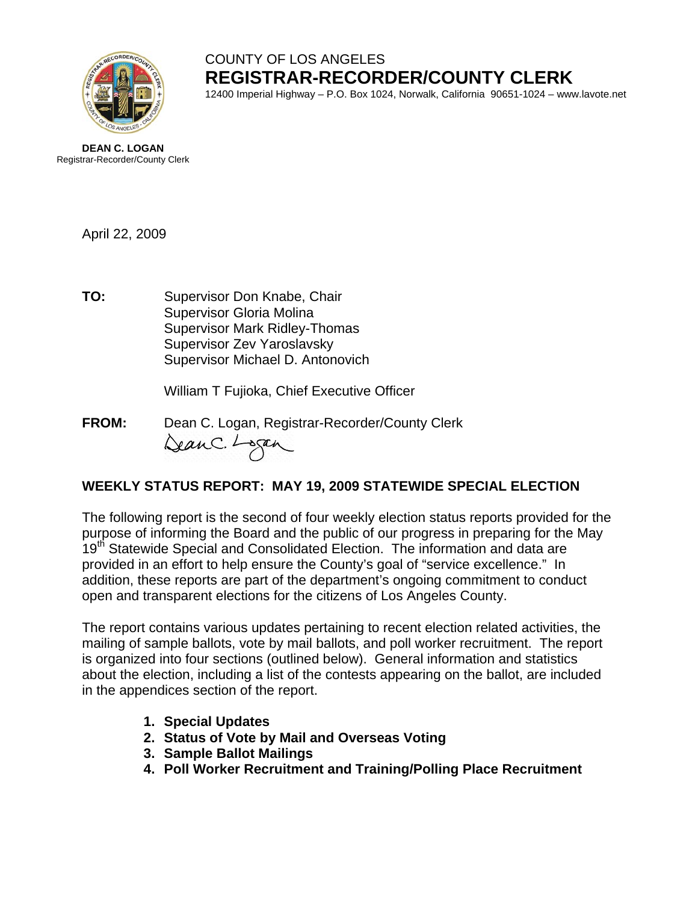COUNTY OF LOS ANGELES

**REGISTRAR-RECORDER/COUNTY CLERK**

12400 Imperial Highway – P.O. Box 1024, Norwalk, California 90651-1024 – www.lavote.net

**DEAN C. LOGAN**
Registrar-Recorder/County Clerk

April 22, 2009

**TO:** Supervisor Don Knabe, Chair
Supervisor Gloria Molina
Supervisor Mark Ridley-Thomas
Supervisor Zev Yaroslavsky
Supervisor Michael D. Antonovich

William T Fujioka, Chief Executive Officer

**FROM:** Dean C. Logan, Registrar-Recorder/County Clerk

## WEEKLY STATUS REPORT: MAY 19, 2009 STATEWIDE SPECIAL ELECTION

The following report is the second of four weekly election status reports provided for the purpose of informing the Board and the public of our progress in preparing for the May 19th Statewide Special and Consolidated Election. The information and data are provided in an effort to help ensure the County's goal of "service excellence." In addition, these reports are part of the department's ongoing commitment to conduct open and transparent elections for the citizens of Los Angeles County.

The report contains various updates pertaining to recent election related activities, the mailing of sample ballots, vote by mail ballots, and poll worker recruitment. The report is organized into four sections (outlined below). General information and statistics about the election, including a list of the contests appearing on the ballot, are included in the appendices section of the report.

1. **Special Updates**
2. **Status of Vote by Mail and Overseas Voting**
3. **Sample Ballot Mailings**
4. **Poll Worker Recruitment and Training/Polling Place Recruitment**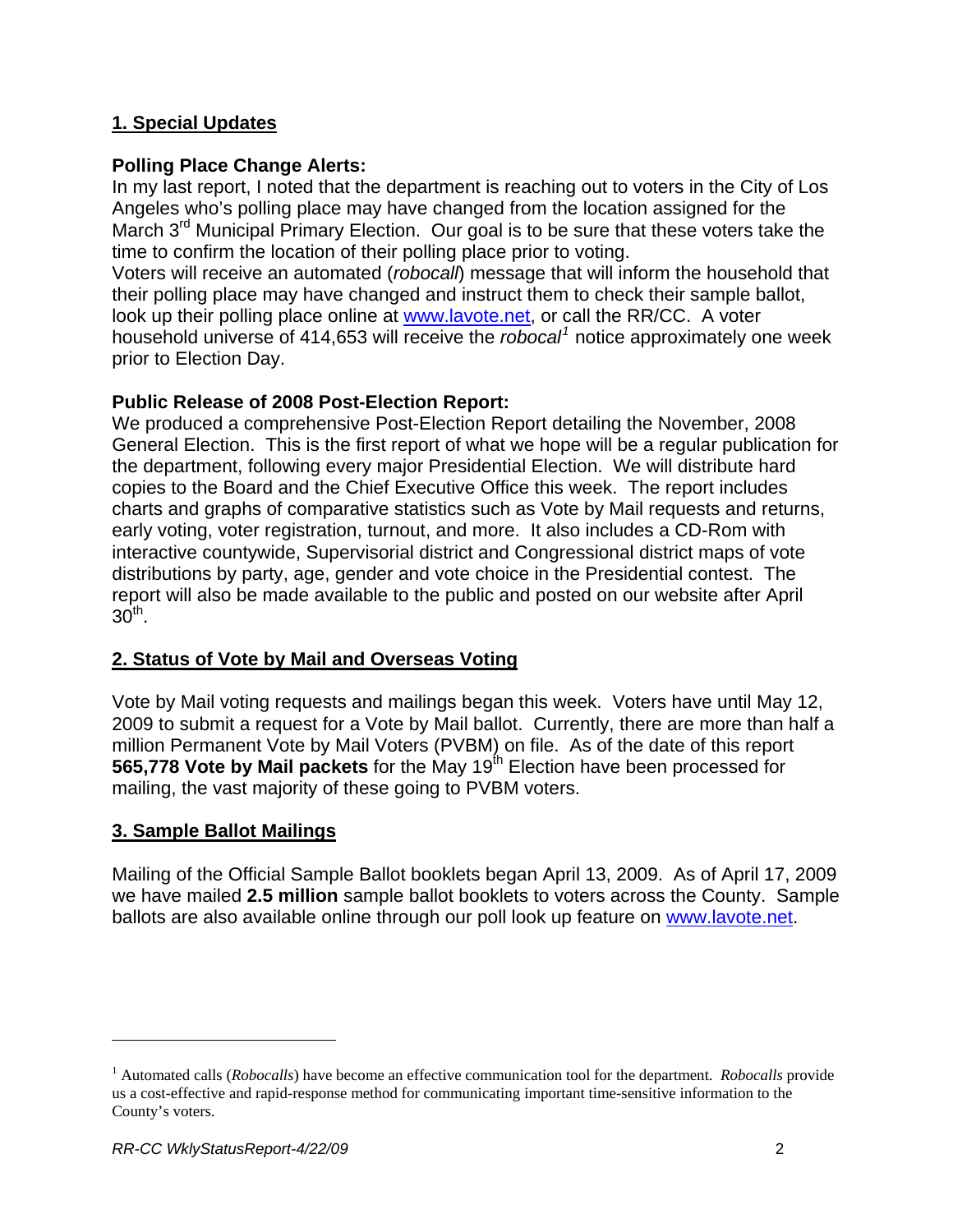## 1. Special Updates

### Polling Place Change Alerts:

In my last report, I noted that the department is reaching out to voters in the City of Los Angeles who's polling place may have changed from the location assigned for the March 3rd Municipal Primary Election. Our goal is to be sure that these voters take the time to confirm the location of their polling place prior to voting.

Voters will receive an automated (*robocall*) message that will inform the household that their polling place may have changed and instruct them to check their sample ballot, look up their polling place online at www.lavote.net, or call the RR/CC. A voter household universe of 414,653 will receive the *robocal*[1] notice approximately one week prior to Election Day.

### Public Release of 2008 Post-Election Report:

We produced a comprehensive Post-Election Report detailing the November, 2008 General Election. This is the first report of what we hope will be a regular publication for the department, following every major Presidential Election. We will distribute hard copies to the Board and the Chief Executive Office this week. The report includes charts and graphs of comparative statistics such as Vote by Mail requests and returns, early voting, voter registration, turnout, and more. It also includes a CD-Rom with interactive countywide, Supervisorial district and Congressional district maps of vote distributions by party, age, gender and vote choice in the Presidential contest. The report will also be made available to the public and posted on our website after April 30th.

## 2. Status of Vote by Mail and Overseas Voting

Vote by Mail voting requests and mailings began this week. Voters have until May 12, 2009 to submit a request for a Vote by Mail ballot. Currently, there are more than half a million Permanent Vote by Mail Voters (PVBM) on file. As of the date of this report **565,778 Vote by Mail packets** for the May 19th Election have been processed for mailing, the vast majority of these going to PVBM voters.

## 3. Sample Ballot Mailings

Mailing of the Official Sample Ballot booklets began April 13, 2009. As of April 17, 2009 we have mailed **2.5 million** sample ballot booklets to voters across the County. Sample ballots are also available online through our poll look up feature on www.lavote.net.

---

[1] Automated calls (*Robocalls*) have become an effective communication tool for the department. *Robocalls* provide us a cost-effective and rapid-response method for communicating important time-sensitive information to the County's voters.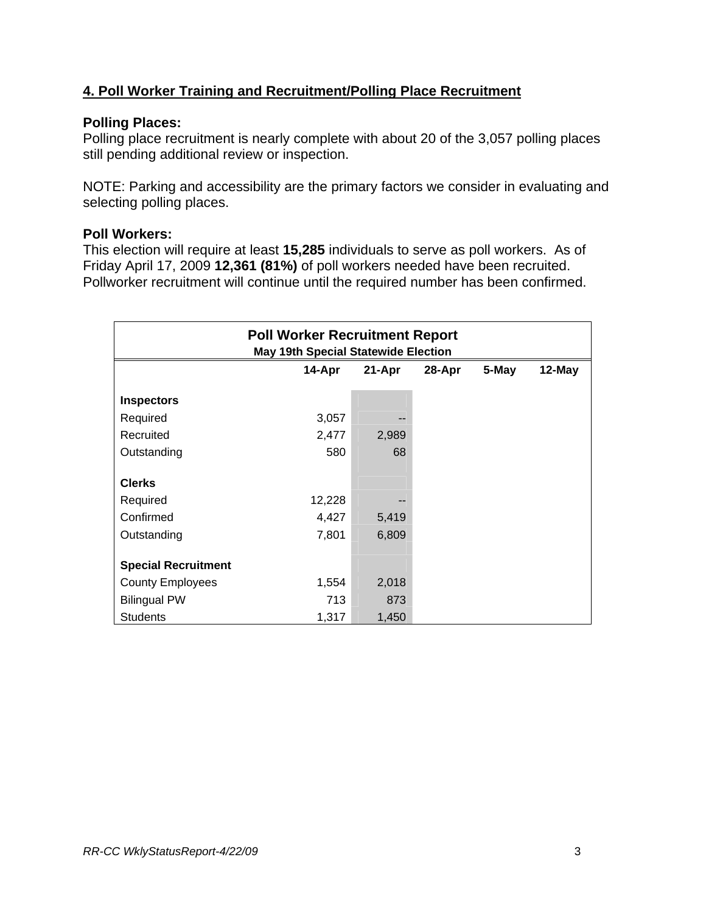## 4. Poll Worker Training and Recruitment/Polling Place Recruitment

**Polling Places:**

Polling place recruitment is nearly complete with about 20 of the 3,057 polling places still pending additional review or inspection.

NOTE: Parking and accessibility are the primary factors we consider in evaluating and selecting polling places.

**Poll Workers:**

This election will require at least **15,285** individuals to serve as poll workers. As of Friday April 17, 2009 **12,361 (81%)** of poll workers needed have been recruited. Pollworker recruitment will continue until the required number has been confirmed.

**Poll Worker Recruitment Report**
**May 19th Special Statewide Election**

| | 14-Apr | 21-Apr | 28-Apr | 5-May | 12-May |
|---|---|---|---|---|---|
| **Inspectors** | | | | | |
| Required | 3,057 | -- | | | |
| Recruited | 2,477 | 2,989 | | | |
| Outstanding | 580 | 68 | | | |
| **Clerks** | | | | | |
| Required | 12,228 | -- | | | |
| Confirmed | 4,427 | 5,419 | | | |
| Outstanding | 7,801 | 6,809 | | | |
| **Special Recruitment** | | | | | |
| County Employees | 1,554 | 2,018 | | | |
| Bilingual PW | 713 | 873 | | | |
| Students | 1,317 | 1,450 | | | |

*RR-CC WklyStatusReport-4/22/09*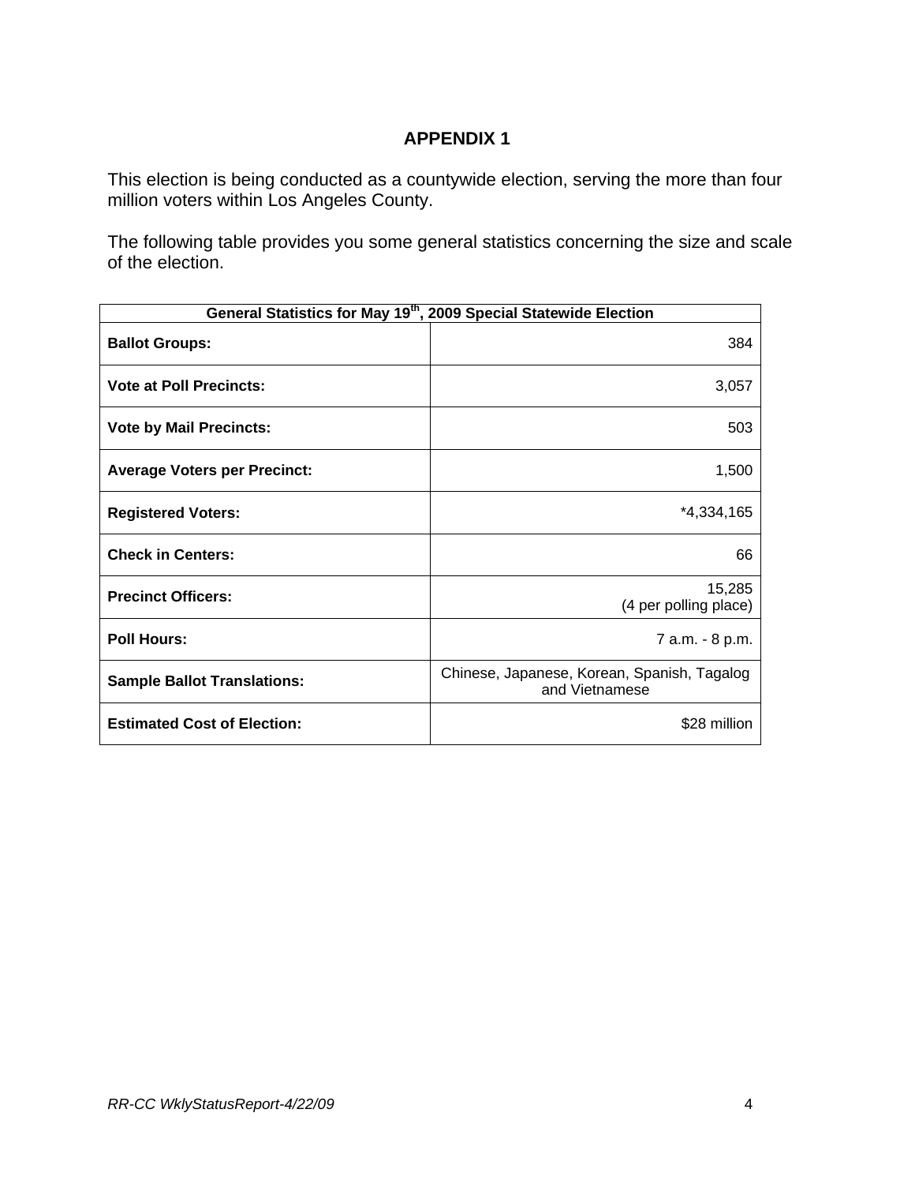# APPENDIX 1

This election is being conducted as a countywide election, serving the more than four million voters within Los Angeles County.

The following table provides you some general statistics concerning the size and scale of the election.

| General Statistics for May 19th, 2009 Special Statewide Election | |
|---|---|
| **Ballot Groups:** | 384 |
| **Vote at Poll Precincts:** | 3,057 |
| **Vote by Mail Precincts:** | 503 |
| **Average Voters per Precinct:** | 1,500 |
| **Registered Voters:** | *4,334,165 |
| **Check in Centers:** | 66 |
| **Precinct Officers:** | 15,285 (4 per polling place) |
| **Poll Hours:** | 7 a.m. - 8 p.m. |
| **Sample Ballot Translations:** | Chinese, Japanese, Korean, Spanish, Tagalog and Vietnamese |
| **Estimated Cost of Election:** | $28 million |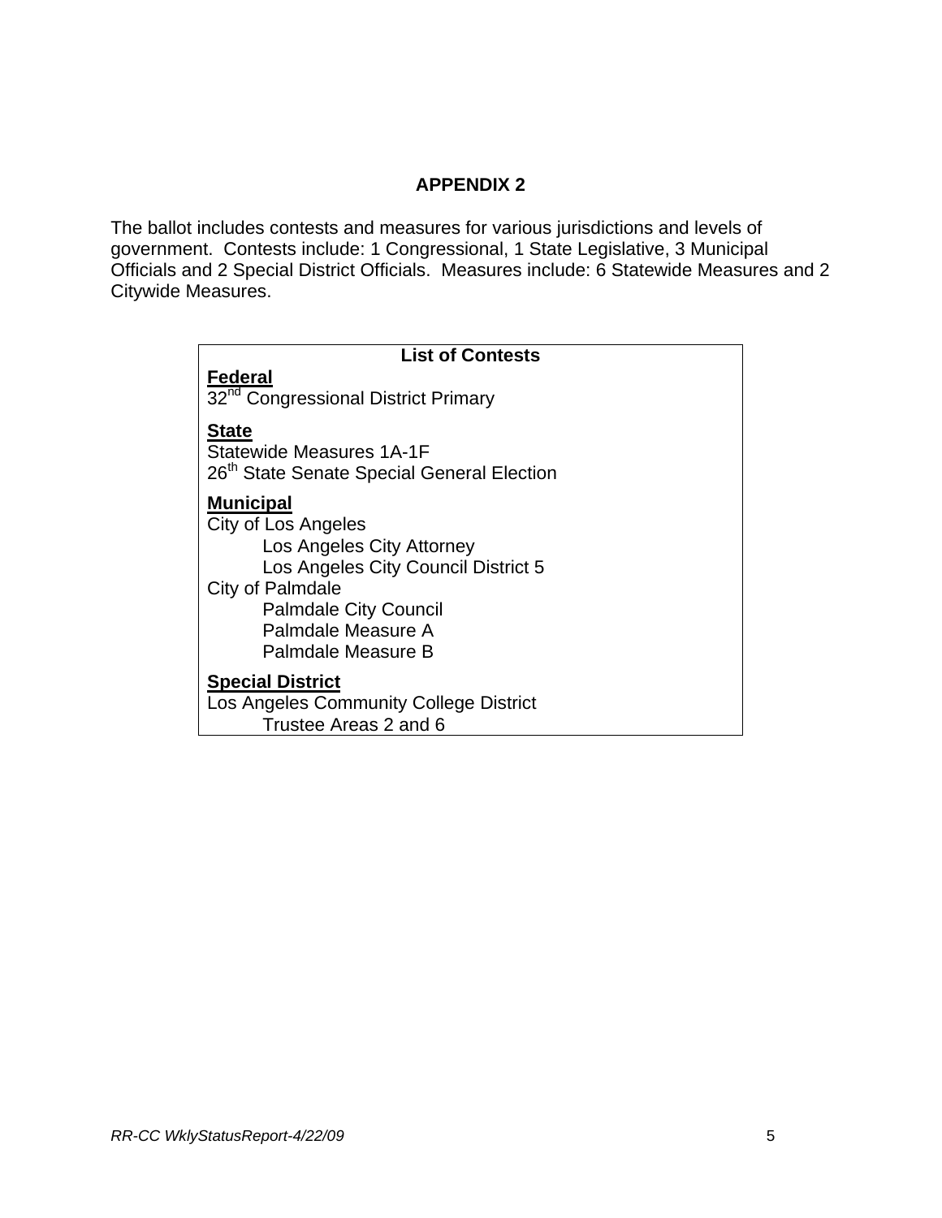## APPENDIX 2

The ballot includes contests and measures for various jurisdictions and levels of government. Contests include: 1 Congressional, 1 State Legislative, 3 Municipal Officials and 2 Special District Officials. Measures include: 6 Statewide Measures and 2 Citywide Measures.

| List of Contests |
|---|
| **Federal** |
| 32nd Congressional District Primary |
| **State** |
| Statewide Measures 1A-1F |
| 26th State Senate Special General Election |
| **Municipal** |
| City of Los Angeles |
| Los Angeles City Attorney |
| Los Angeles City Council District 5 |
| City of Palmdale |
| Palmdale City Council |
| Palmdale Measure A |
| Palmdale Measure B |
| **Special District** |
| Los Angeles Community College District |
| Trustee Areas 2 and 6 |